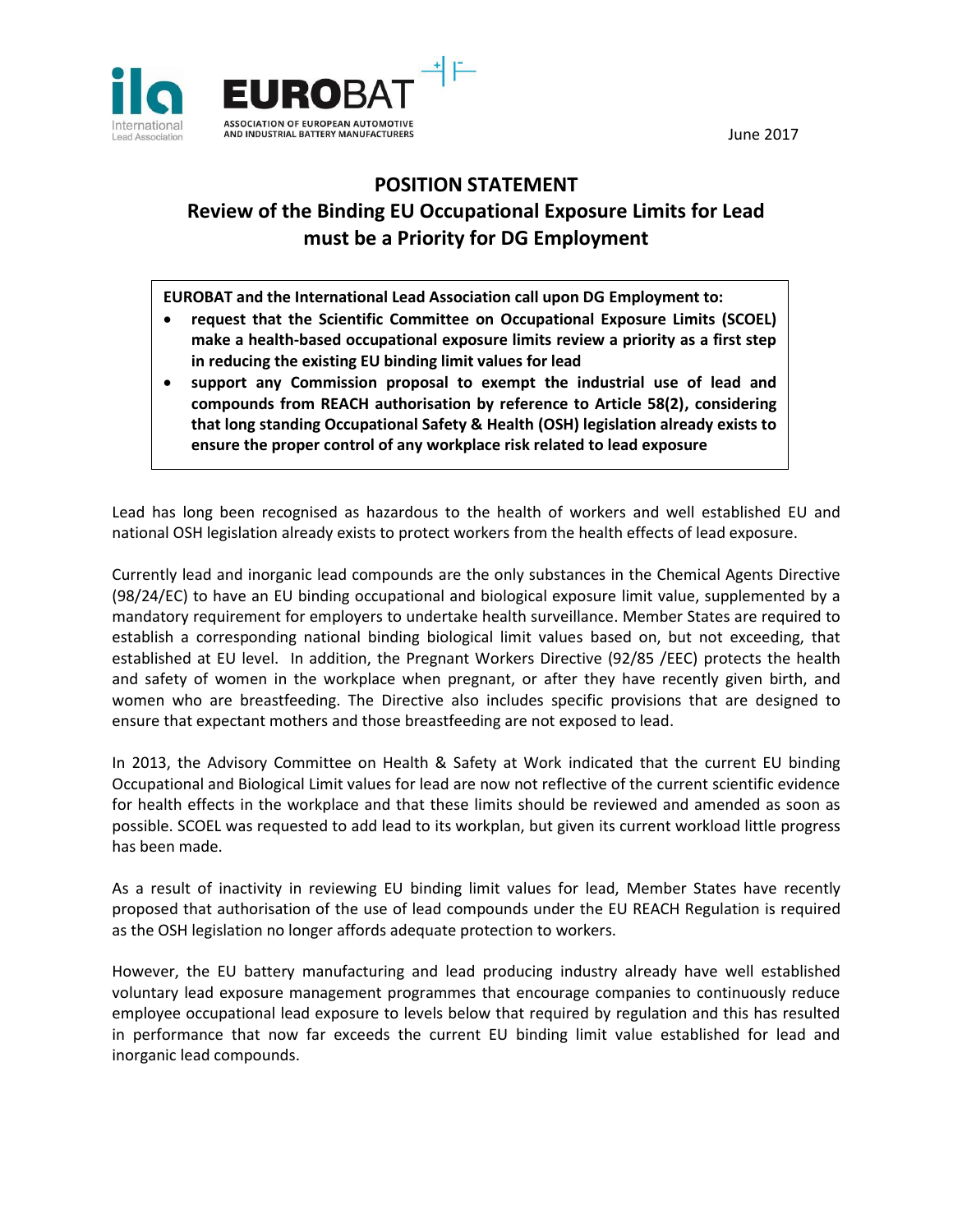International Lead Association

EUROBAT
ASSOCIATION OF EUROPEAN AUTOMOTIVE AND INDUSTRIAL BATTERY MANUFACTURERS

June 2017

# POSITION STATEMENT
## Review of the Binding EU Occupational Exposure Limits for Lead must be a Priority for DG Employment

**EUROBAT and the International Lead Association call upon DG Employment to:**

- **request that the Scientific Committee on Occupational Exposure Limits (SCOEL) make a health-based occupational exposure limits review a priority as a first step in reducing the existing EU binding limit values for lead**
- **support any Commission proposal to exempt the industrial use of lead and compounds from REACH authorisation by reference to Article 58(2), considering that long standing Occupational Safety & Health (OSH) legislation already exists to ensure the proper control of any workplace risk related to lead exposure**

Lead has long been recognised as hazardous to the health of workers and well established EU and national OSH legislation already exists to protect workers from the health effects of lead exposure.

Currently lead and inorganic lead compounds are the only substances in the Chemical Agents Directive (98/24/EC) to have an EU binding occupational and biological exposure limit value, supplemented by a mandatory requirement for employers to undertake health surveillance. Member States are required to establish a corresponding national binding biological limit values based on, but not exceeding, that established at EU level. In addition, the Pregnant Workers Directive (92/85 /EEC) protects the health and safety of women in the workplace when pregnant, or after they have recently given birth, and women who are breastfeeding. The Directive also includes specific provisions that are designed to ensure that expectant mothers and those breastfeeding are not exposed to lead.

In 2013, the Advisory Committee on Health & Safety at Work indicated that the current EU binding Occupational and Biological Limit values for lead are now not reflective of the current scientific evidence for health effects in the workplace and that these limits should be reviewed and amended as soon as possible. SCOEL was requested to add lead to its workplan, but given its current workload little progress has been made.

As a result of inactivity in reviewing EU binding limit values for lead, Member States have recently proposed that authorisation of the use of lead compounds under the EU REACH Regulation is required as the OSH legislation no longer affords adequate protection to workers.

However, the EU battery manufacturing and lead producing industry already have well established voluntary lead exposure management programmes that encourage companies to continuously reduce employee occupational lead exposure to levels below that required by regulation and this has resulted in performance that now far exceeds the current EU binding limit value established for lead and inorganic lead compounds.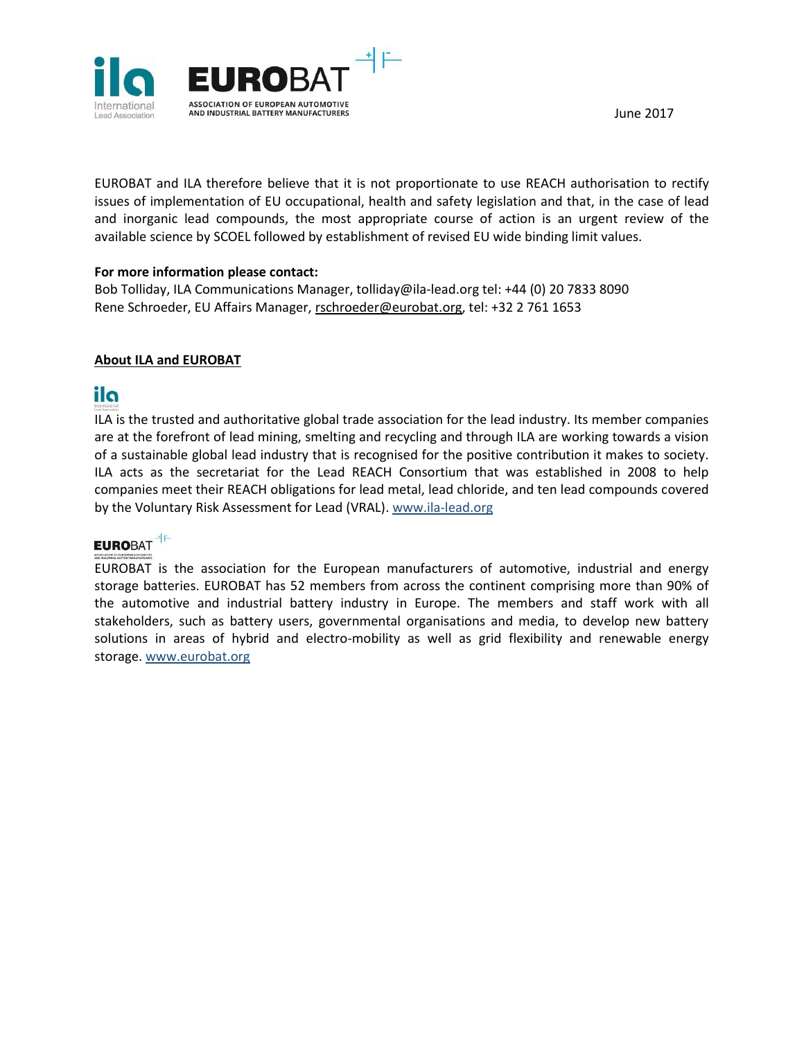EUROBAT and ILA therefore believe that it is not proportionate to use REACH authorisation to rectify issues of implementation of EU occupational, health and safety legislation and that, in the case of lead and inorganic lead compounds, the most appropriate course of action is an urgent review of the available science by SCOEL followed by establishment of revised EU wide binding limit values.

**For more information please contact:**
Bob Tolliday, ILA Communications Manager, tolliday@ila-lead.org tel: +44 (0) 20 7833 8090
Rene Schroeder, EU Affairs Manager, rschroeder@eurobat.org, tel: +32 2 761 1653

**About ILA and EUROBAT**

ILA is the trusted and authoritative global trade association for the lead industry. Its member companies are at the forefront of lead mining, smelting and recycling and through ILA are working towards a vision of a sustainable global lead industry that is recognised for the positive contribution it makes to society. ILA acts as the secretariat for the Lead REACH Consortium that was established in 2008 to help companies meet their REACH obligations for lead metal, lead chloride, and ten lead compounds covered by the Voluntary Risk Assessment for Lead (VRAL). www.ila-lead.org

EUROBAT is the association for the European manufacturers of automotive, industrial and energy storage batteries. EUROBAT has 52 members from across the continent comprising more than 90% of the automotive and industrial battery industry in Europe. The members and staff work with all stakeholders, such as battery users, governmental organisations and media, to develop new battery solutions in areas of hybrid and electro-mobility as well as grid flexibility and renewable energy storage. www.eurobat.org